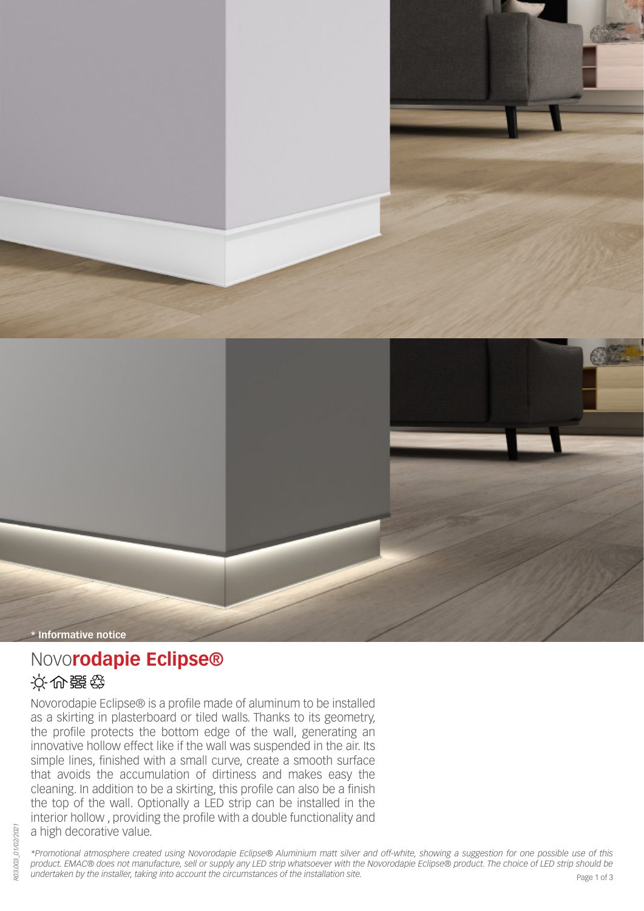\* Informative notice

# Novo**rodapie Eclipse®**

Novorodapie Eclipse® is a profile made of aluminum to be installed as a skirting in plasterboard or tiled walls. Thanks to its geometry, the profile protects the bottom edge of the wall, generating an innovative hollow effect like if the wall was suspended in the air. Its simple lines, finished with a small curve, create a smooth surface that avoids the accumulation of dirtiness and makes easy the cleaning. In addition to be a skirting, this profile can also be a finish the top of the wall. Optionally a LED strip can be installed in the interior hollow , providing the profile with a double functionality and a high decorative value.

*\*Promotional atmosphere created using Novorodapie Eclipse® Aluminium matt silver and off-white, showing a suggestion for one possible use of this product. EMAC® does not manufacture, sell or supply any LED strip whatsoever with the Novorodapie Eclipse® product. The choice of LED strip should be undertaken by the installer, taking into account the circumstances of the installation site.*

R03.003_01/02/2021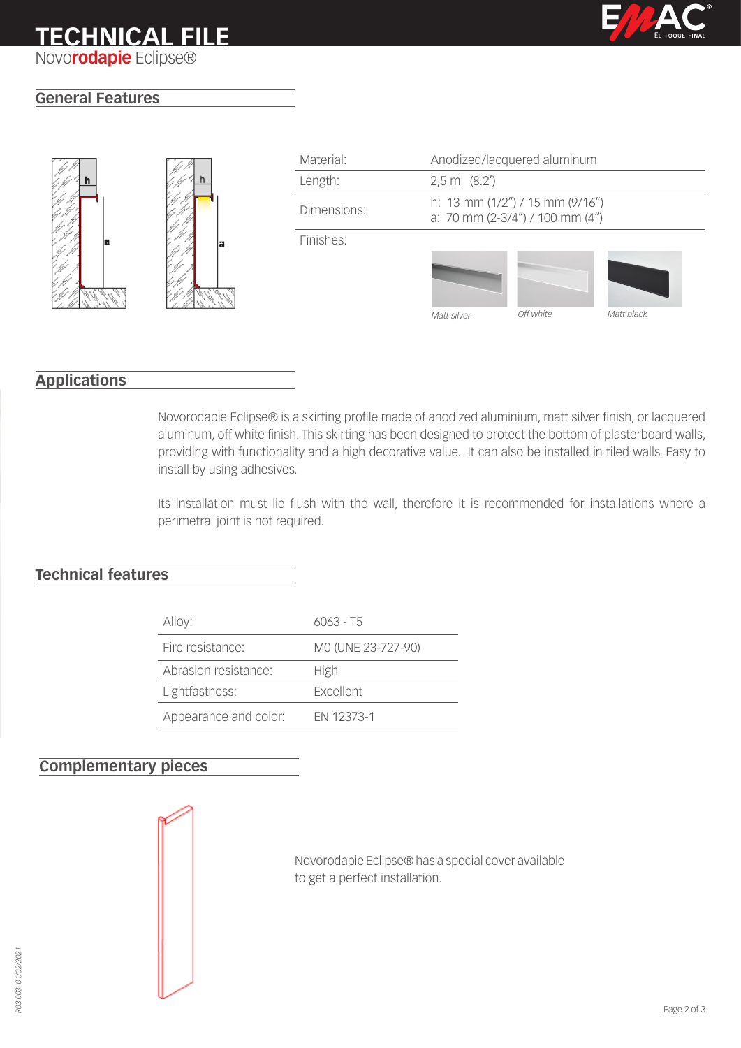# TECHNICAL FILE

Novo**rodapie** Eclipse®

## General Features

| | |
|---|---|
| Material: | Anodized/lacquered aluminum |
| Length: | 2,5 ml (8.2') |
| Dimensions: | h: 13 mm (1/2") / 15 mm (9/16")<br>a: 70 mm (2-3/4") / 100 mm (4") |
| Finishes: | *Matt silver*, *Off white*, *Matt black* |

## Applications

Novorodapie Eclipse® is a skirting profile made of anodized aluminium, matt silver finish, or lacquered aluminum, off white finish. This skirting has been designed to protect the bottom of plasterboard walls, providing with functionality and a high decorative value. It can also be installed in tiled walls. Easy to install by using adhesives.

Its installation must lie flush with the wall, therefore it is recommended for installations where a perimetral joint is not required.

## Technical features

| | |
|---|---|
| Alloy: | 6063 - T5 |
| Fire resistance: | M0 (UNE 23-727-90) |
| Abrasion resistance: | High |
| Lightfastness: | Excellent |
| Appearance and color: | EN 12373-1 |

## Complementary pieces

Novorodapie Eclipse® has a special cover available to get a perfect installation.

R03.003_01/02/2021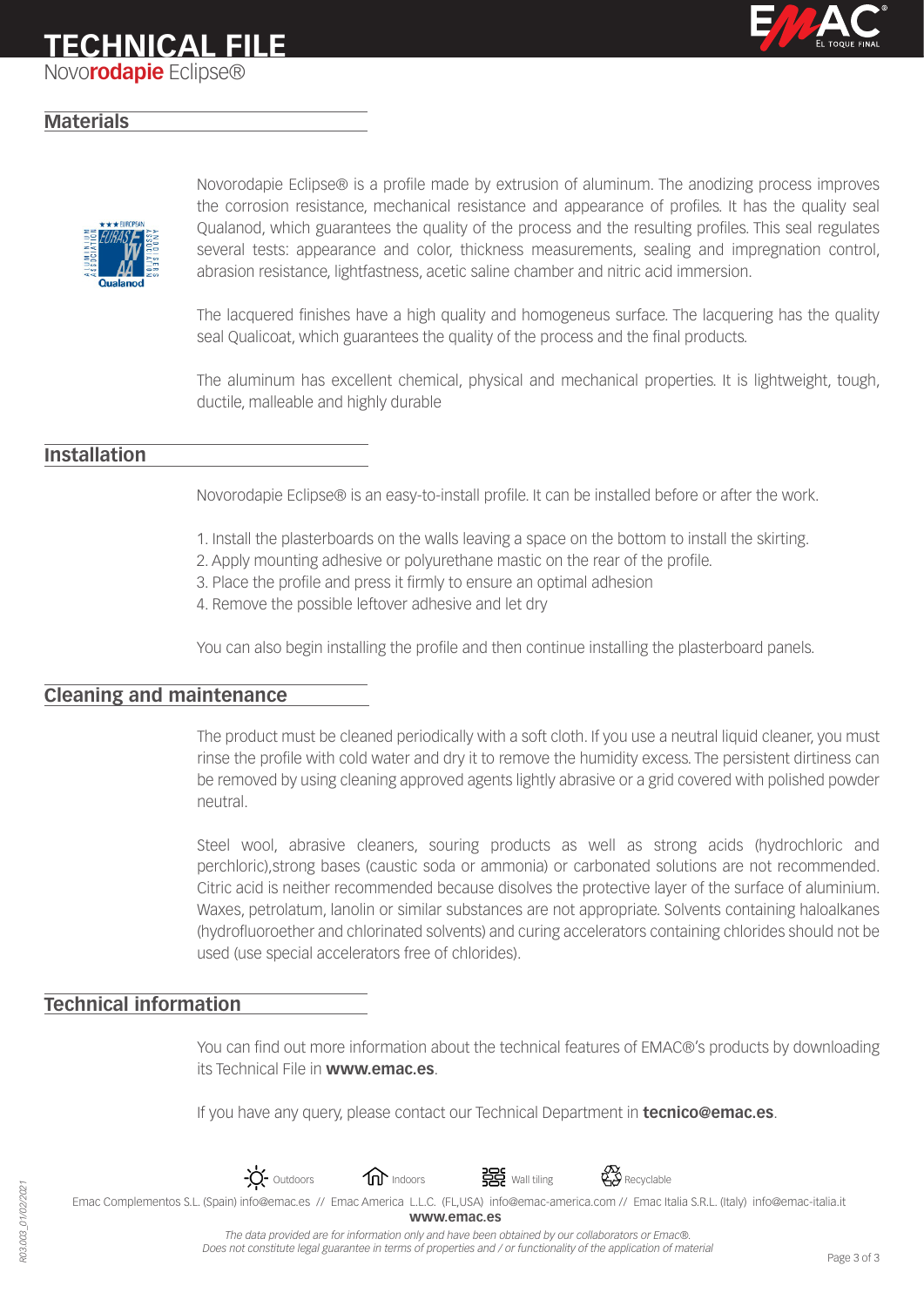# TECHNICAL FILE

Novo**rodapie** Eclipse®

## Materials

Novorodapie Eclipse® is a profile made by extrusion of aluminum. The anodizing process improves the corrosion resistance, mechanical resistance and appearance of profiles. It has the quality seal Qualanod, which guarantees the quality of the process and the resulting profiles. This seal regulates several tests: appearance and color, thickness measurements, sealing and impregnation control, abrasion resistance, lightfastness, acetic saline chamber and nitric acid immersion.

The lacquered finishes have a high quality and homogeneus surface. The lacquering has the quality seal Qualicoat, which guarantees the quality of the process and the final products.

The aluminum has excellent chemical, physical and mechanical properties. It is lightweight, tough, ductile, malleable and highly durable

## Installation

Novorodapie Eclipse® is an easy-to-install profile. It can be installed before or after the work.

1. Install the plasterboards on the walls leaving a space on the bottom to install the skirting.
2. Apply mounting adhesive or polyurethane mastic on the rear of the profile.
3. Place the profile and press it firmly to ensure an optimal adhesion
4. Remove the possible leftover adhesive and let dry

You can also begin installing the profile and then continue installing the plasterboard panels.

## Cleaning and maintenance

The product must be cleaned periodically with a soft cloth. If you use a neutral liquid cleaner, you must rinse the profile with cold water and dry it to remove the humidity excess. The persistent dirtiness can be removed by using cleaning approved agents lightly abrasive or a grid covered with polished powder neutral.

Steel wool, abrasive cleaners, souring products as well as strong acids (hydrochloric and perchloric),strong bases (caustic soda or ammonia) or carbonated solutions are not recommended. Citric acid is neither recommended because disolves the protective layer of the surface of aluminium. Waxes, petrolatum, lanolin or similar substances are not appropriate. Solvents containing haloalkanes (hydrofluoroether and chlorinated solvents) and curing accelerators containing chlorides should not be used (use special accelerators free of chlorides).

## Technical information

You can find out more information about the technical features of EMAC®'s products by downloading its Technical File in **www.emac.es**.

If you have any query, please contact our Technical Department in **tecnico@emac.es**.

Outdoors Indoors Wall tiling Recyclable

Emac Complementos S.L. (Spain) info@emac.es // Emac America L.L.C. (FL,USA) info@emac-america.com // Emac Italia S.R.L. (Italy) info@emac-italia.it
**www.emac.es**

*The data provided are for information only and have been obtained by our collaborators or Emac®.*
*Does not constitute legal guarantee in terms of properties and / or functionality of the application of material*